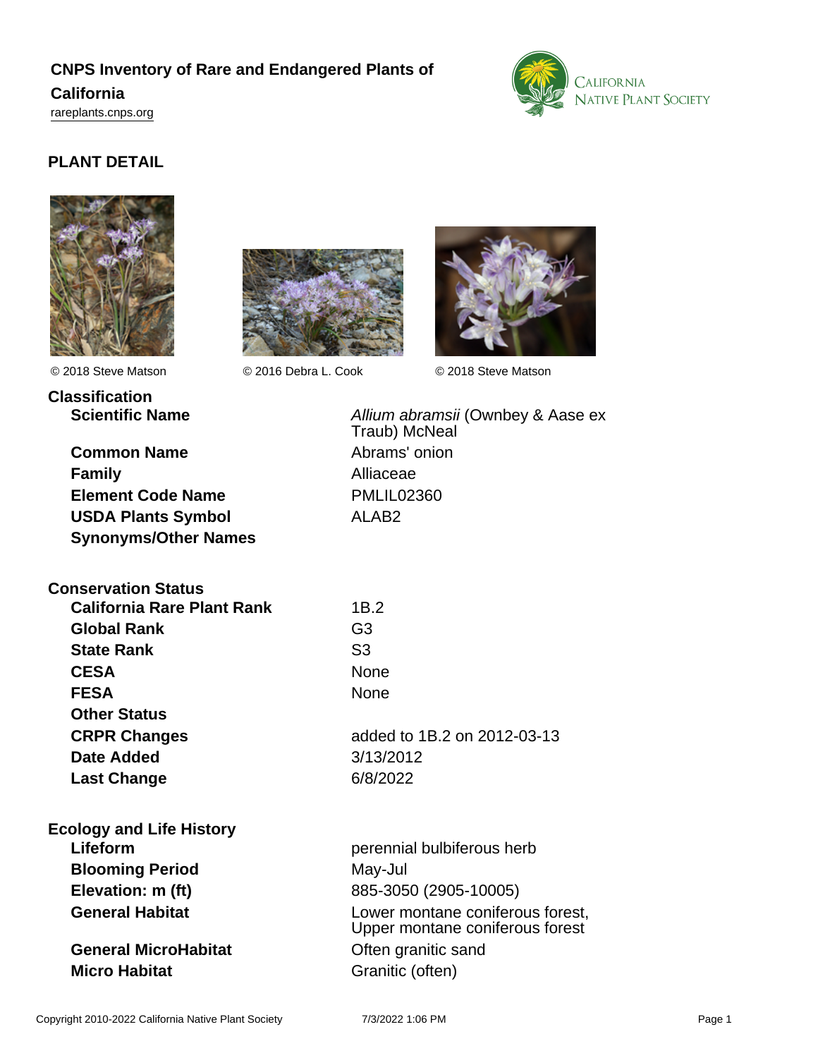# CNPS Inventory of Rare and Endangered Plants of California

rareplants.cnps.org

## PLANT DETAIL

© 2018 Steve Matson © 2016 Debra L. Cook © 2018 Steve Matson

### Classification

| | |
|---|---|
| **Scientific Name** | *Allium abramsii* (Ownbey & Aase ex Traub) McNeal |
| **Common Name** | Abrams' onion |
| **Family** | Alliaceae |
| **Element Code Name** | PMLIL02360 |
| **USDA Plants Symbol** | ALAB2 |
| **Synonyms/Other Names** | |

### Conservation Status

| | |
|---|---|
| **California Rare Plant Rank** | 1B.2 |
| **Global Rank** | G3 |
| **State Rank** | S3 |
| **CESA** | None |
| **FESA** | None |
| **Other Status** | |
| **CRPR Changes** | added to 1B.2 on 2012-03-13 |
| **Date Added** | 3/13/2012 |
| **Last Change** | 6/8/2022 |

### Ecology and Life History

| | |
|---|---|
| **Lifeform** | perennial bulbiferous herb |
| **Blooming Period** | May-Jul |
| **Elevation: m (ft)** | 885-3050 (2905-10005) |
| **General Habitat** | Lower montane coniferous forest, Upper montane coniferous forest |
| **General MicroHabitat** | Often granitic sand |
| **Micro Habitat** | Granitic (often) |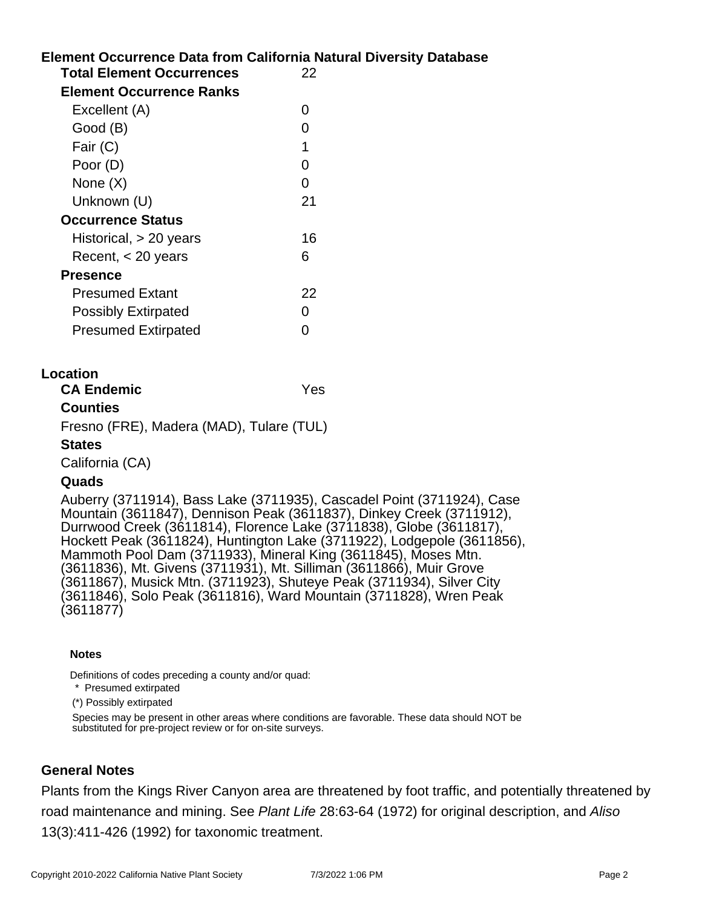## Element Occurrence Data from California Natural Diversity Database

**Total Element Occurrences** 22

**Element Occurrence Ranks**

| | |
|---|---|
| Excellent (A) | 0 |
| Good (B) | 0 |
| Fair (C) | 1 |
| Poor (D) | 0 |
| None (X) | 0 |
| Unknown (U) | 21 |

**Occurrence Status**

| | |
|---|---|
| Historical, > 20 years | 16 |
| Recent, < 20 years | 6 |

**Presence**

| | |
|---|---|
| Presumed Extant | 22 |
| Possibly Extirpated | 0 |
| Presumed Extirpated | 0 |

## Location

**CA Endemic** Yes

**Counties**

Fresno (FRE), Madera (MAD), Tulare (TUL)

**States**

California (CA)

**Quads**

Auberry (3711914), Bass Lake (3711935), Cascadel Point (3711924), Case Mountain (3611847), Dennison Peak (3611837), Dinkey Creek (3711912), Durrwood Creek (3611814), Florence Lake (3711838), Globe (3611817), Hockett Peak (3611824), Huntington Lake (3711922), Lodgepole (3611856), Mammoth Pool Dam (3711933), Mineral King (3611845), Moses Mtn. (3611836), Mt. Givens (3711931), Mt. Silliman (3611866), Muir Grove (3611867), Musick Mtn. (3711923), Shuteye Peak (3711934), Silver City (3611846), Solo Peak (3611816), Ward Mountain (3711828), Wren Peak (3611877)

**Notes**

Definitions of codes preceding a county and/or quad:

\* Presumed extirpated

(*) Possibly extirpated

Species may be present in other areas where conditions are favorable. These data should NOT be substituted for pre-project review or for on-site surveys.

## General Notes

Plants from the Kings River Canyon area are threatened by foot traffic, and potentially threatened by road maintenance and mining. See *Plant Life* 28:63-64 (1972) for original description, and *Aliso* 13(3):411-426 (1992) for taxonomic treatment.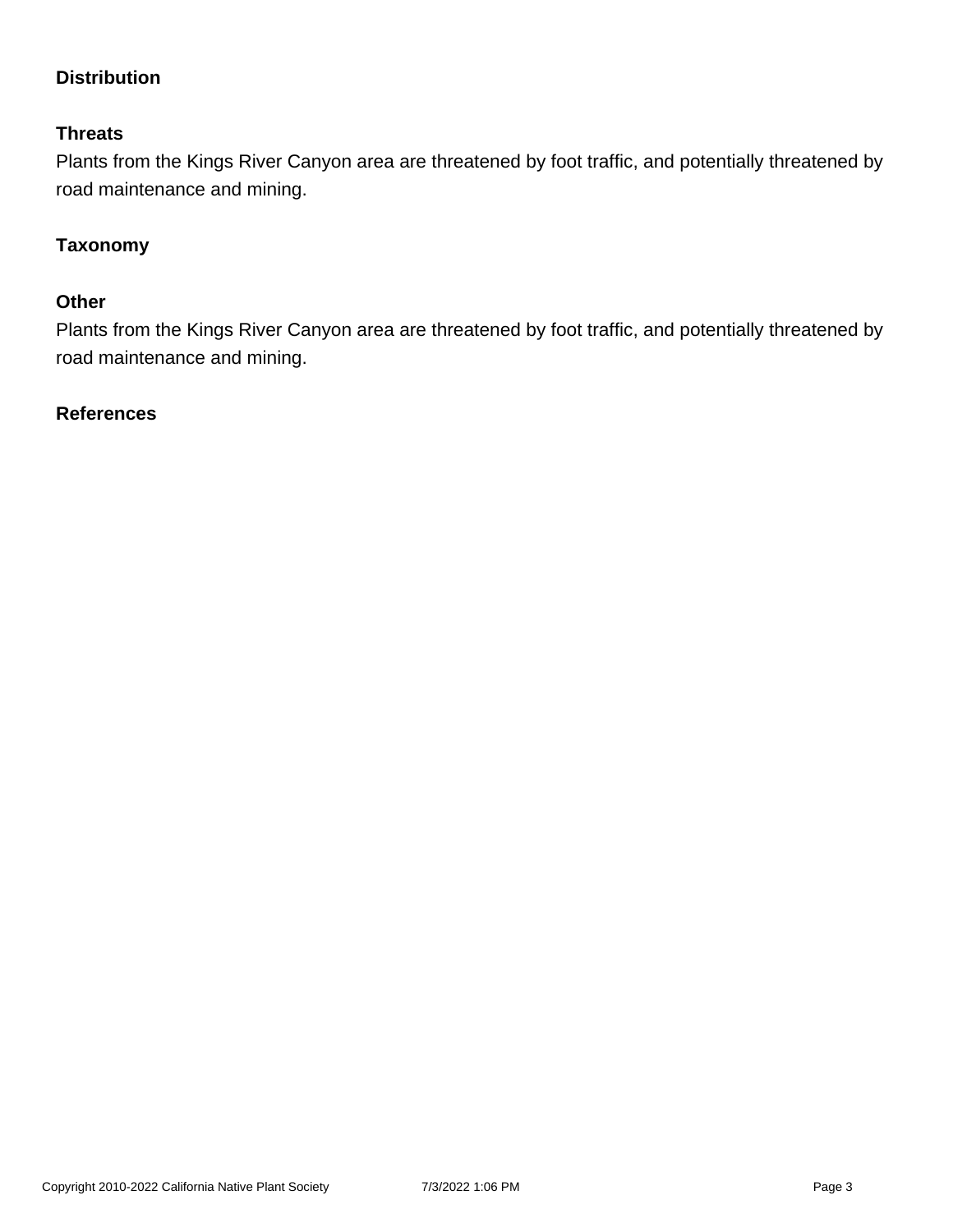### Distribution

### Threats

Plants from the Kings River Canyon area are threatened by foot traffic, and potentially threatened by road maintenance and mining.

### Taxonomy

### Other

Plants from the Kings River Canyon area are threatened by foot traffic, and potentially threatened by road maintenance and mining.

### References